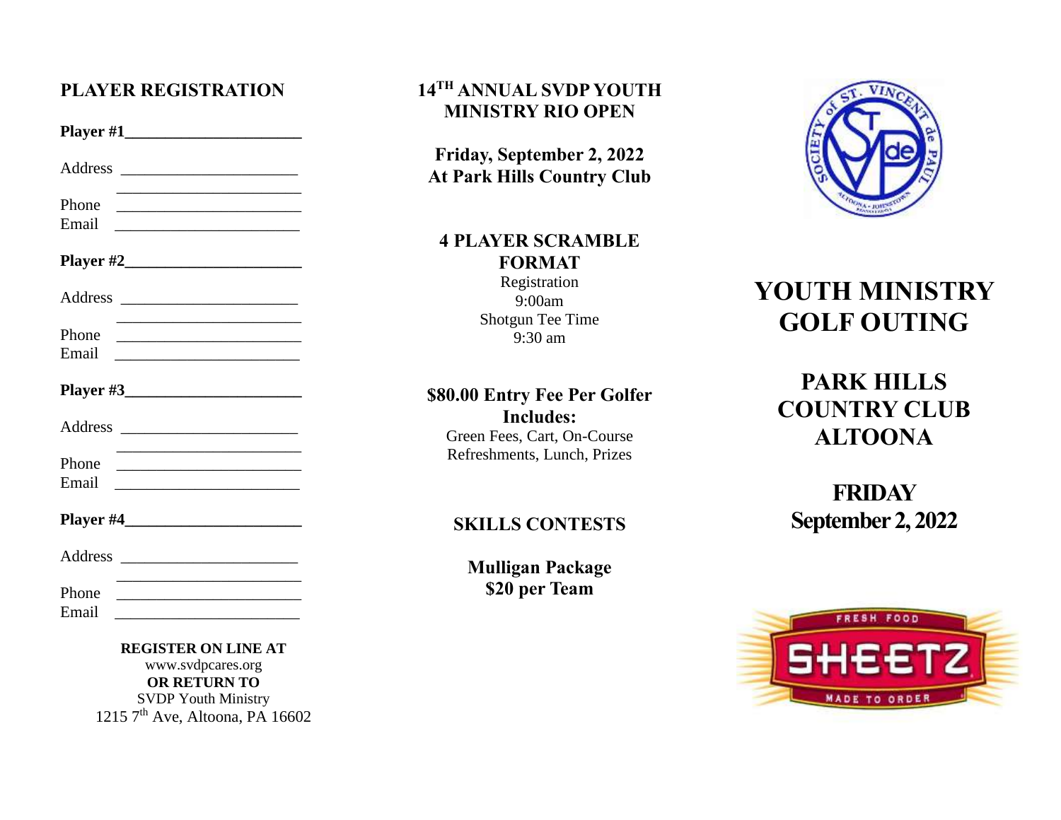## PLAYER REGISTRATION

**Player #1**______________________

Address ______________________
______________________
Phone ______________________
Email ______________________

**Player #2**______________________

Address ______________________
______________________
Phone ______________________
Email ______________________

**Player #3**______________________

Address ______________________
______________________
Phone ______________________
Email ______________________

**Player #4**______________________

Address ______________________
______________________
Phone ______________________
Email ______________________

**REGISTER ON LINE AT**
www.svdpcares.org
**OR RETURN TO**
SVDP Youth Ministry
1215 7th Ave, Altoona, PA 16602

## 14TH ANNUAL SVDP YOUTH MINISTRY RIO OPEN

**Friday, September 2, 2022**
**At Park Hills Country Club**

**4 PLAYER SCRAMBLE FORMAT**

Registration
9:00am
Shotgun Tee Time
9:30 am

**$80.00 Entry Fee Per Golfer Includes:**
Green Fees, Cart, On-Course Refreshments, Lunch, Prizes

**SKILLS CONTESTS**

**Mulligan Package**
**$20 per Team**

# YOUTH MINISTRY GOLF OUTING

## PARK HILLS COUNTRY CLUB ALTOONA

## FRIDAY September 2, 2022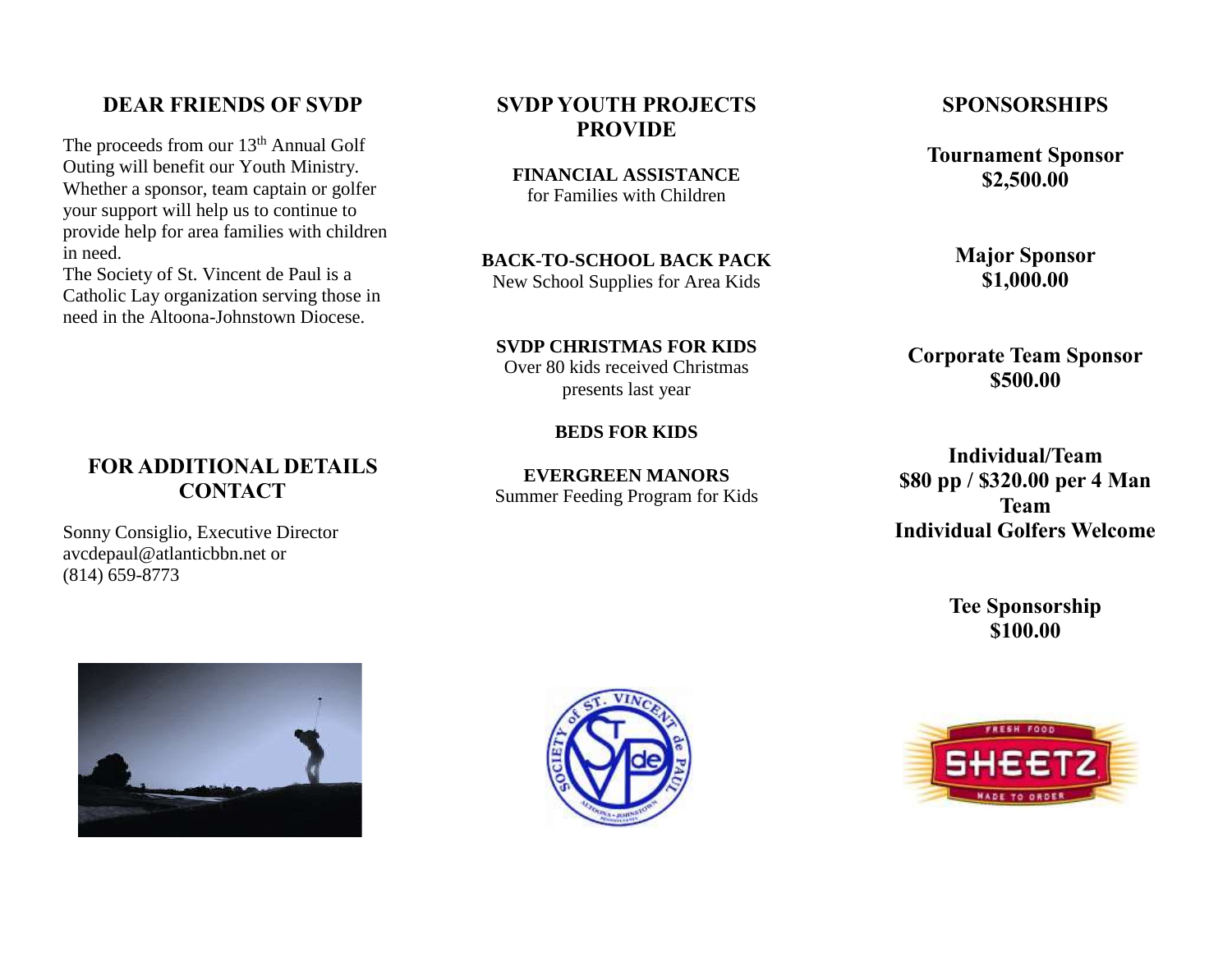## DEAR FRIENDS OF SVDP

The proceeds from our 13th Annual Golf Outing will benefit our Youth Ministry. Whether a sponsor, team captain or golfer your support will help us to continue to provide help for area families with children in need.

The Society of St. Vincent de Paul is a Catholic Lay organization serving those in need in the Altoona-Johnstown Diocese.

## FOR ADDITIONAL DETAILS CONTACT

Sonny Consiglio, Executive Director
avcdepaul@atlanticbbn.net or
(814) 659-8773

## SVDP YOUTH PROJECTS PROVIDE

**FINANCIAL ASSISTANCE**
for Families with Children

**BACK-TO-SCHOOL BACK PACK**
New School Supplies for Area Kids

**SVDP CHRISTMAS FOR KIDS**
Over 80 kids received Christmas presents last year

**BEDS FOR KIDS**

**EVERGREEN MANORS**
Summer Feeding Program for Kids

## SPONSORSHIPS

**Tournament Sponsor**
**$2,500.00**

**Major Sponsor**
**$1,000.00**

**Corporate Team Sponsor**
**$500.00**

**Individual/Team**
**$80 pp / $320.00 per 4 Man Team**
**Individual Golfers Welcome**

**Tee Sponsorship**
**$100.00**